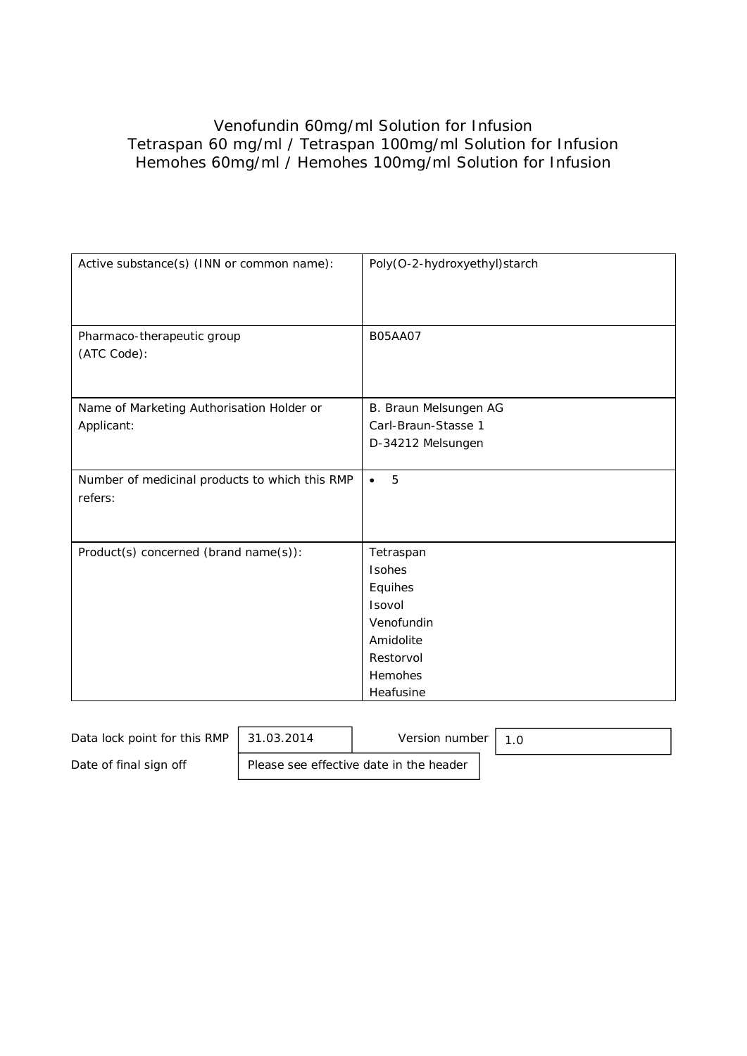# Venofundin 60mg/ml Solution for Infusion
# Tetraspan 60 mg/ml / Tetraspan 100mg/ml Solution for Infusion
# Hemohes 60mg/ml / Hemohes 100mg/ml Solution for Infusion

| | |
|---|---|
| Active substance(s) (INN or common name): | Poly(O-2-hydroxyethyl)starch |
| Pharmaco-therapeutic group (ATC Code): | B05AA07 |
| Name of Marketing Authorisation Holder or Applicant: | B. Braun Melsungen AG<br>Carl-Braun-Stasse 1<br>D-34212 Melsungen |
| Number of medicinal products to which this RMP refers: | • 5 |
| Product(s) concerned (brand name(s)): | Tetraspan<br>Isohes<br>Equihes<br>Isovol<br>Venofundin<br>Amidolite<br>Restorvol<br>Hemohes<br>Heafusine |

| | | | |
|---|---|---|---|
| Data lock point for this RMP | 31.03.2014 | Version number | 1.0 |
| Date of final sign off | Please see effective date in the header | | |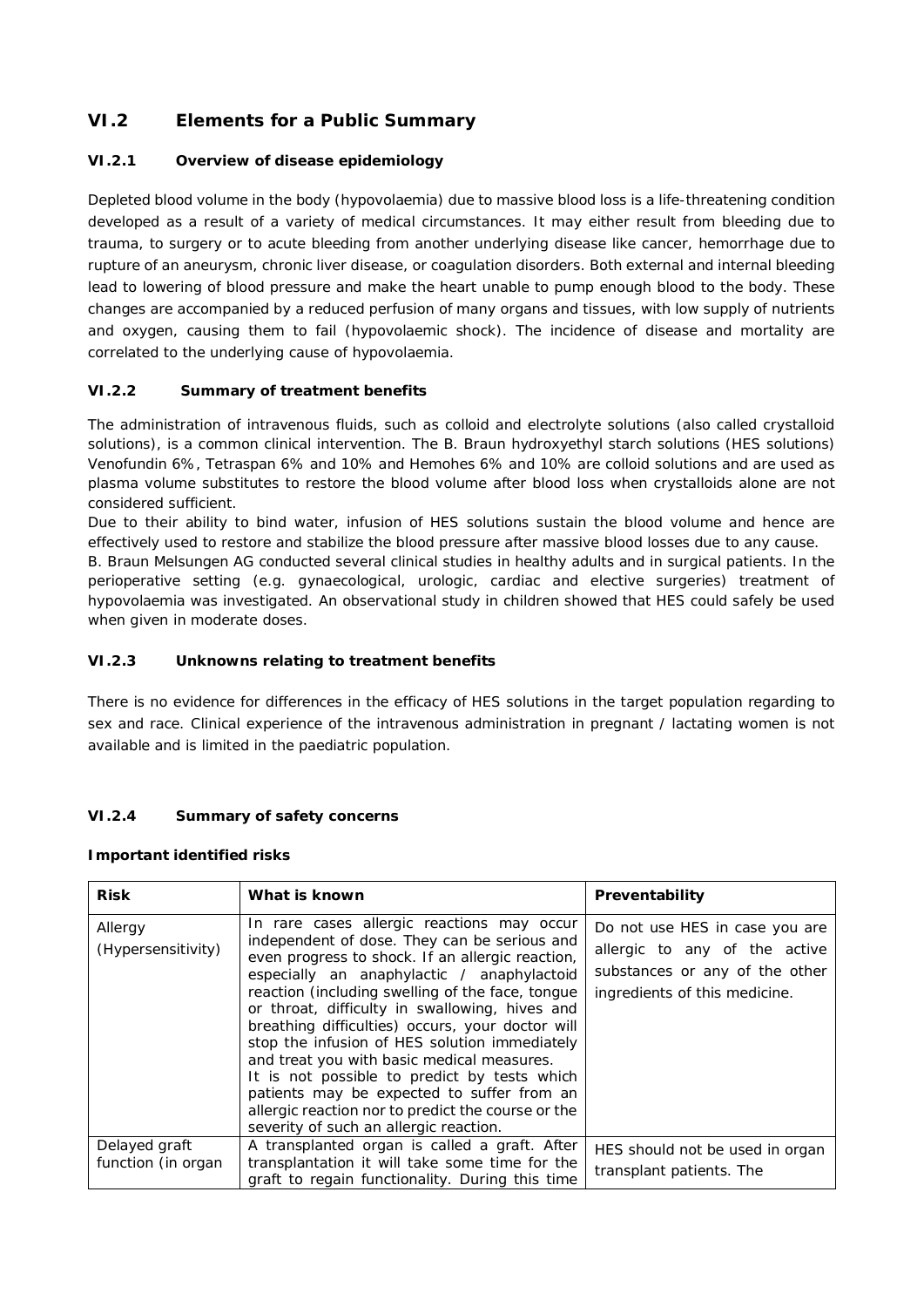## VI.2 Elements for a Public Summary

### VI.2.1 Overview of disease epidemiology

Depleted blood volume in the body (hypovolaemia) due to massive blood loss is a life-threatening condition developed as a result of a variety of medical circumstances. It may either result from bleeding due to trauma, to surgery or to acute bleeding from another underlying disease like cancer, hemorrhage due to rupture of an aneurysm, chronic liver disease, or coagulation disorders. Both external and internal bleeding lead to lowering of blood pressure and make the heart unable to pump enough blood to the body. These changes are accompanied by a reduced perfusion of many organs and tissues, with low supply of nutrients and oxygen, causing them to fail (hypovolaemic shock). The incidence of disease and mortality are correlated to the underlying cause of hypovolaemia.

### VI.2.2 Summary of treatment benefits

The administration of intravenous fluids, such as colloid and electrolyte solutions (also called crystalloid solutions), is a common clinical intervention. The B. Braun hydroxyethyl starch solutions (HES solutions) Venofundin 6%, Tetraspan 6% and 10% and Hemohes 6% and 10% are colloid solutions and are used as plasma volume substitutes to restore the blood volume after blood loss when crystalloids alone are not considered sufficient.

Due to their ability to bind water, infusion of HES solutions sustain the blood volume and hence are effectively used to restore and stabilize the blood pressure after massive blood losses due to any cause.

B. Braun Melsungen AG conducted several clinical studies in healthy adults and in surgical patients. In the perioperative setting (e.g. gynaecological, urologic, cardiac and elective surgeries) treatment of hypovolaemia was investigated. An observational study in children showed that HES could safely be used when given in moderate doses.

### VI.2.3 Unknowns relating to treatment benefits

There is no evidence for differences in the efficacy of HES solutions in the target population regarding to sex and race. Clinical experience of the intravenous administration in pregnant / lactating women is not available and is limited in the paediatric population.

### VI.2.4 Summary of safety concerns

**Important identified risks**

| Risk | What is known | Preventability |
|---|---|---|
| Allergy (Hypersensitivity) | In rare cases allergic reactions may occur independent of dose. They can be serious and even progress to shock. If an allergic reaction, especially an anaphylactic / anaphylactoid reaction (including swelling of the face, tongue or throat, difficulty in swallowing, hives and breathing difficulties) occurs, your doctor will stop the infusion of HES solution immediately and treat you with basic medical measures.<br>It is not possible to predict by tests which patients may be expected to suffer from an allergic reaction nor to predict the course or the severity of such an allergic reaction. | Do not use HES in case you are allergic to any of the active substances or any of the other ingredients of this medicine. |
| Delayed graft function (in organ | A transplanted organ is called a graft. After transplantation it will take some time for the graft to regain functionality. During this time | HES should not be used in organ transplant patients. The |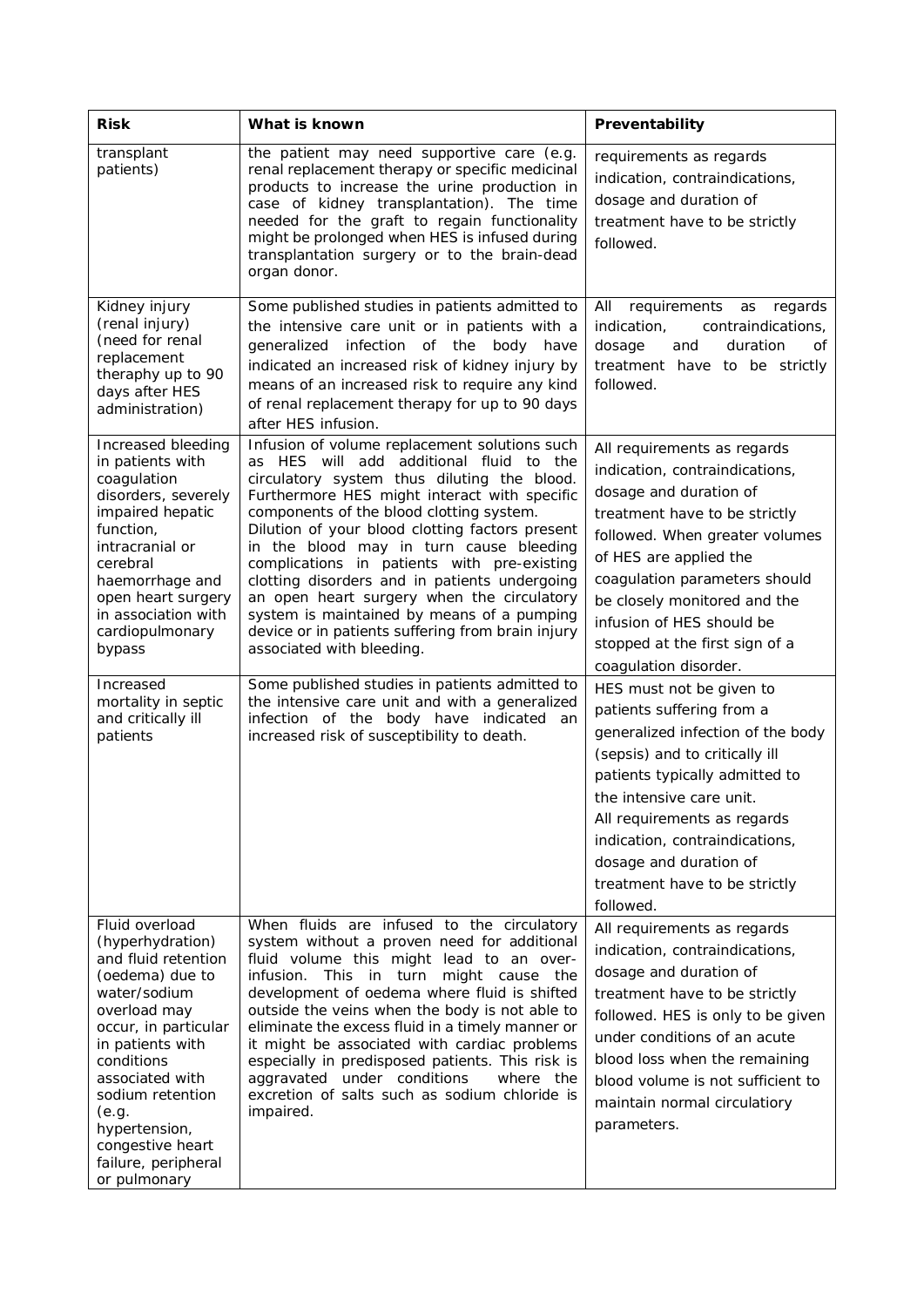| Risk | What is known | Preventability |
|---|---|---|
| transplant patients) | the patient may need supportive care (e.g. renal replacement therapy or specific medicinal products to increase the urine production in case of kidney transplantation). The time needed for the graft to regain functionality might be prolonged when HES is infused during transplantation surgery or to the brain-dead organ donor. | requirements as regards indication, contraindications, dosage and duration of treatment have to be strictly followed. |
| Kidney injury (renal injury) (need for renal replacement theraphy up to 90 days after HES administration) | Some published studies in patients admitted to the intensive care unit or in patients with a generalized infection of the body have indicated an increased risk of kidney injury by means of an increased risk to require any kind of renal replacement therapy for up to 90 days after HES infusion. | All requirements as regards indication, contraindications, dosage and duration of treatment have to be strictly followed. |
| Increased bleeding in patients with coagulation disorders, severely impaired hepatic function, intracranial or cerebral haemorrhage and open heart surgery in association with cardiopulmonary bypass | Infusion of volume replacement solutions such as HES will add additional fluid to the circulatory system thus diluting the blood. Furthermore HES might interact with specific components of the blood clotting system. Dilution of your blood clotting factors present in the blood may in turn cause bleeding complications in patients with pre-existing clotting disorders and in patients undergoing an open heart surgery when the circulatory system is maintained by means of a pumping device or in patients suffering from brain injury associated with bleeding. | All requirements as regards indication, contraindications, dosage and duration of treatment have to be strictly followed. When greater volumes of HES are applied the coagulation parameters should be closely monitored and the infusion of HES should be stopped at the first sign of a coagulation disorder. |
| Increased mortality in septic and critically ill patients | Some published studies in patients admitted to the intensive care unit and with a generalized infection of the body have indicated an increased risk of susceptibility to death. | HES must not be given to patients suffering from a generalized infection of the body (sepsis) and to critically ill patients typically admitted to the intensive care unit. All requirements as regards indication, contraindications, dosage and duration of treatment have to be strictly followed. |
| Fluid overload (hyperhydration) and fluid retention (oedema) due to water/sodium overload may occur, in particular in patients with conditions associated with sodium retention (e.g. hypertension, congestive heart failure, peripheral or pulmonary | When fluids are infused to the circulatory system without a proven need for additional fluid volume this might lead to an over-infusion. This in turn might cause the development of oedema where fluid is shifted outside the veins when the body is not able to eliminate the excess fluid in a timely manner or it might be associated with cardiac problems especially in predisposed patients. This risk is aggravated under conditions where the excretion of salts such as sodium chloride is impaired. | All requirements as regards indication, contraindications, dosage and duration of treatment have to be strictly followed. HES is only to be given under conditions of an acute blood loss when the remaining blood volume is not sufficient to maintain normal circulatiory parameters. |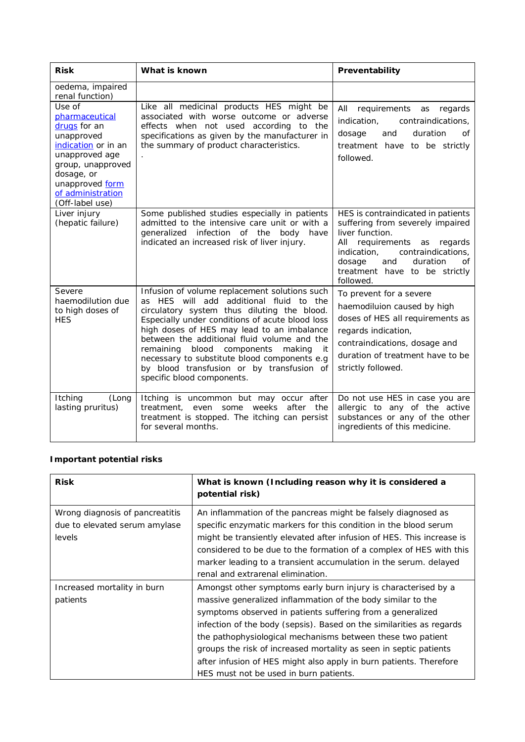| Risk | What is known | Preventability |
|---|---|---|
| oedema, impaired renal function) | | |
| Use of pharmaceutical drugs for an unapproved indication or in an unapproved age group, unapproved dosage, or unapproved form of administration (Off-label use) | Like all medicinal products HES might be associated with worse outcome or adverse effects when not used according to the specifications as given by the manufacturer in the summary of product characteristics. . | All requirements as regards indication, contraindications, dosage and duration of treatment have to be strictly followed. |
| Liver injury (hepatic failure) | Some published studies especially in patients admitted to the intensive care unit or with a generalized infection of the body have indicated an increased risk of liver injury. | HES is contraindicated in patients suffering from severely impaired liver function. All requirements as regards indication, contraindications, dosage and duration of treatment have to be strictly followed. |
| Severe haemodilution due to high doses of HES | Infusion of volume replacement solutions such as HES will add additional fluid to the circulatory system thus diluting the blood. Especially under conditions of acute blood loss high doses of HES may lead to an imbalance between the additional fluid volume and the remaining blood components making it necessary to substitute blood components e.g by blood transfusion or by transfusion of specific blood components. | To prevent for a severe haemodiluion caused by high doses of HES all requirements as regards indication, contraindications, dosage and duration of treatment have to be strictly followed. |
| Itching (Long lasting pruritus) | Itching is uncommon but may occur after treatment, even some weeks after the treatment is stopped. The itching can persist for several months. | Do not use HES in case you are allergic to any of the active substances or any of the other ingredients of this medicine. |

**Important potential risks**

| Risk | What is known (Including reason why it is considered a potential risk) |
|---|---|
| Wrong diagnosis of pancreatitis due to elevated serum amylase levels | An inflammation of the pancreas might be falsely diagnosed as specific enzymatic markers for this condition in the blood serum might be transiently elevated after infusion of HES. This increase is considered to be due to the formation of a complex of HES with this marker leading to a transient accumulation in the serum. delayed renal and extrarenal elimination. |
| Increased mortality in burn patients | Amongst other symptoms early burn injury is characterised by a massive generalized inflammation of the body similar to the symptoms observed in patients suffering from a generalized infection of the body (sepsis). Based on the similarities as regards the pathophysiological mechanisms between these two patient groups the risk of increased mortality as seen in septic patients after infusion of HES might also apply in burn patients. Therefore HES must not be used in burn patients. |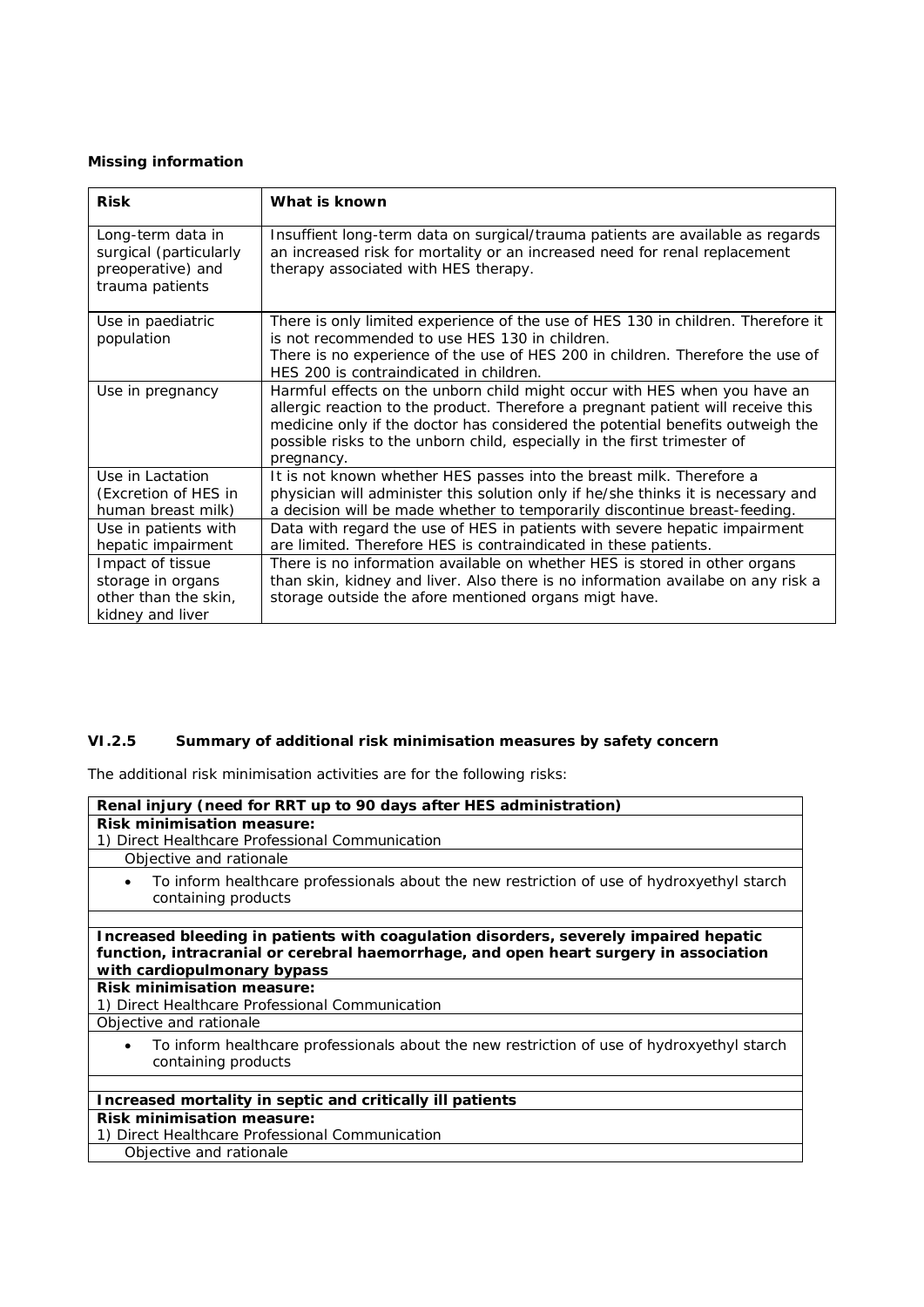**Missing information**

| Risk | What is known |
|---|---|
| Long-term data in surgical (particularly preoperative) and trauma patients | Insuffient long-term data on surgical/trauma patients are available as regards an increased risk for mortality or an increased need for renal replacement therapy associated with HES therapy. |
| Use in paediatric population | There is only limited experience of the use of HES 130 in children. Therefore it is not recommended to use HES 130 in children.<br>There is no experience of the use of HES 200 in children. Therefore the use of HES 200 is contraindicated in children. |
| Use in pregnancy | Harmful effects on the unborn child might occur with HES when you have an allergic reaction to the product. Therefore a pregnant patient will receive this medicine only if the doctor has considered the potential benefits outweigh the possible risks to the unborn child, especially in the first trimester of pregnancy. |
| Use in Lactation (Excretion of HES in human breast milk) | It is not known whether HES passes into the breast milk. Therefore a physician will administer this solution only if he/she thinks it is necessary and a decision will be made whether to temporarily discontinue breast-feeding. |
| Use in patients with hepatic impairment | Data with regard the use of HES in patients with severe hepatic impairment are limited. Therefore HES is contraindicated in these patients. |
| Impact of tissue storage in organs other than the skin, kidney and liver | There is no information available on whether HES is stored in other organs than skin, kidney and liver. Also there is no information availabe on any risk a storage outside the afore mentioned organs migt have. |

### VI.2.5 Summary of additional risk minimisation measures by safety concern

The additional risk minimisation activities are for the following risks:

**Renal injury (need for RRT up to 90 days after HES administration)**

**Risk minimisation measure:**

1) Direct Healthcare Professional Communication

Objective and rationale

- To inform healthcare professionals about the new restriction of use of hydroxyethyl starch containing products

**Increased bleeding in patients with coagulation disorders, severely impaired hepatic function, intracranial or cerebral haemorrhage, and open heart surgery in association with cardiopulmonary bypass**

**Risk minimisation measure:**

1) Direct Healthcare Professional Communication

Objective and rationale

- To inform healthcare professionals about the new restriction of use of hydroxyethyl starch containing products

**Increased mortality in septic and critically ill patients**

**Risk minimisation measure:**

1) Direct Healthcare Professional Communication

Objective and rationale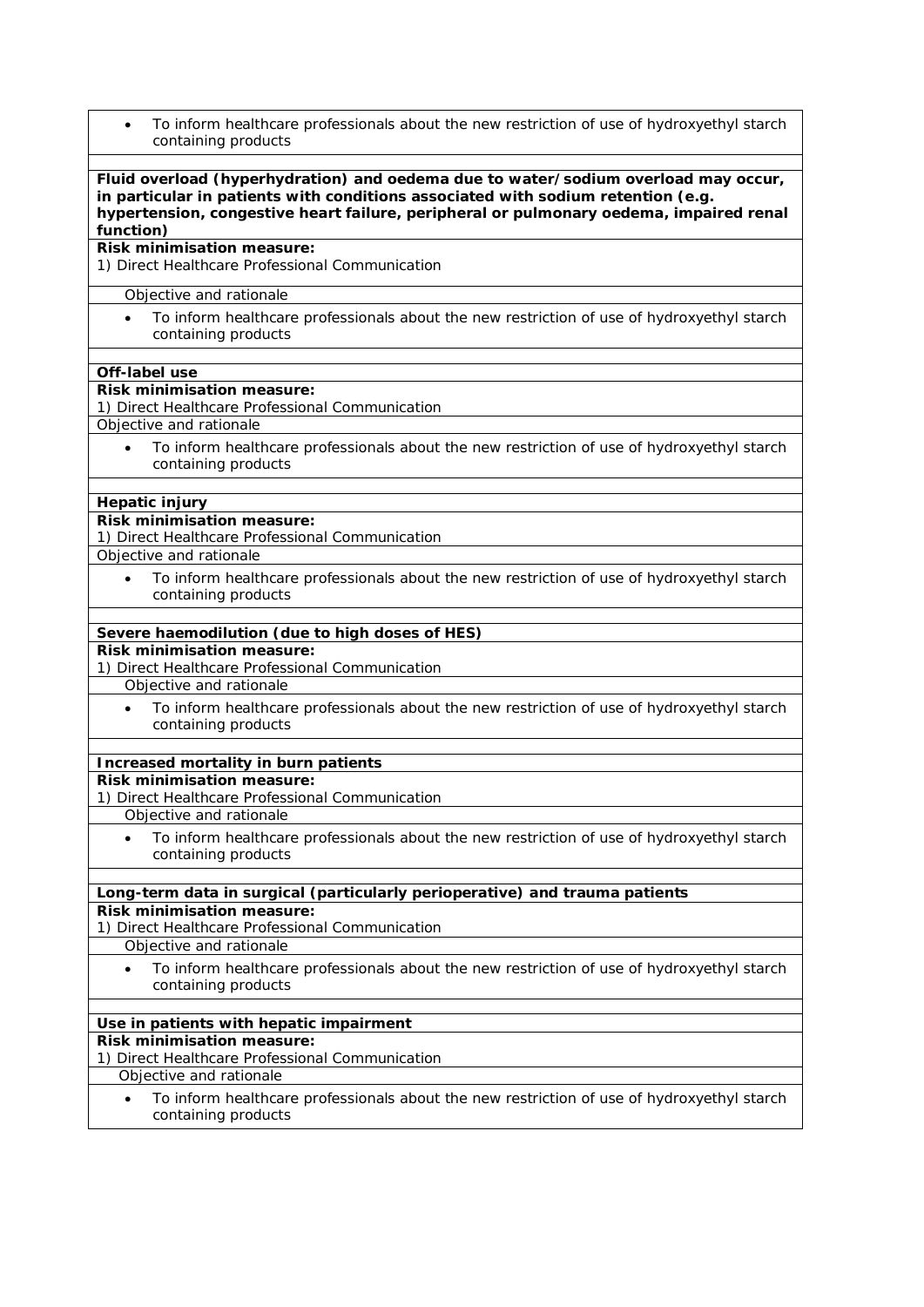- To inform healthcare professionals about the new restriction of use of hydroxyethyl starch containing products

**Fluid overload (hyperhydration) and oedema due to water/sodium overload may occur, in particular in patients with conditions associated with sodium retention (e.g. hypertension, congestive heart failure, peripheral or pulmonary oedema, impaired renal function)**

**Risk minimisation measure:**

1) Direct Healthcare Professional Communication

Objective and rationale

- To inform healthcare professionals about the new restriction of use of hydroxyethyl starch containing products

**Off-label use**

**Risk minimisation measure:**

1) Direct Healthcare Professional Communication

Objective and rationale

- To inform healthcare professionals about the new restriction of use of hydroxyethyl starch containing products

**Hepatic injury**

**Risk minimisation measure:**

1) Direct Healthcare Professional Communication

Objective and rationale

- To inform healthcare professionals about the new restriction of use of hydroxyethyl starch containing products

**Severe haemodilution (due to high doses of HES)**

**Risk minimisation measure:**

1) Direct Healthcare Professional Communication

Objective and rationale

- To inform healthcare professionals about the new restriction of use of hydroxyethyl starch containing products

**Increased mortality in burn patients**

**Risk minimisation measure:**

1) Direct Healthcare Professional Communication

Objective and rationale

- To inform healthcare professionals about the new restriction of use of hydroxyethyl starch containing products

**Long-term data in surgical (particularly perioperative) and trauma patients**

**Risk minimisation measure:**

1) Direct Healthcare Professional Communication

Objective and rationale

- To inform healthcare professionals about the new restriction of use of hydroxyethyl starch containing products

**Use in patients with hepatic impairment**

**Risk minimisation measure:**

1) Direct Healthcare Professional Communication

Objective and rationale

- To inform healthcare professionals about the new restriction of use of hydroxyethyl starch containing products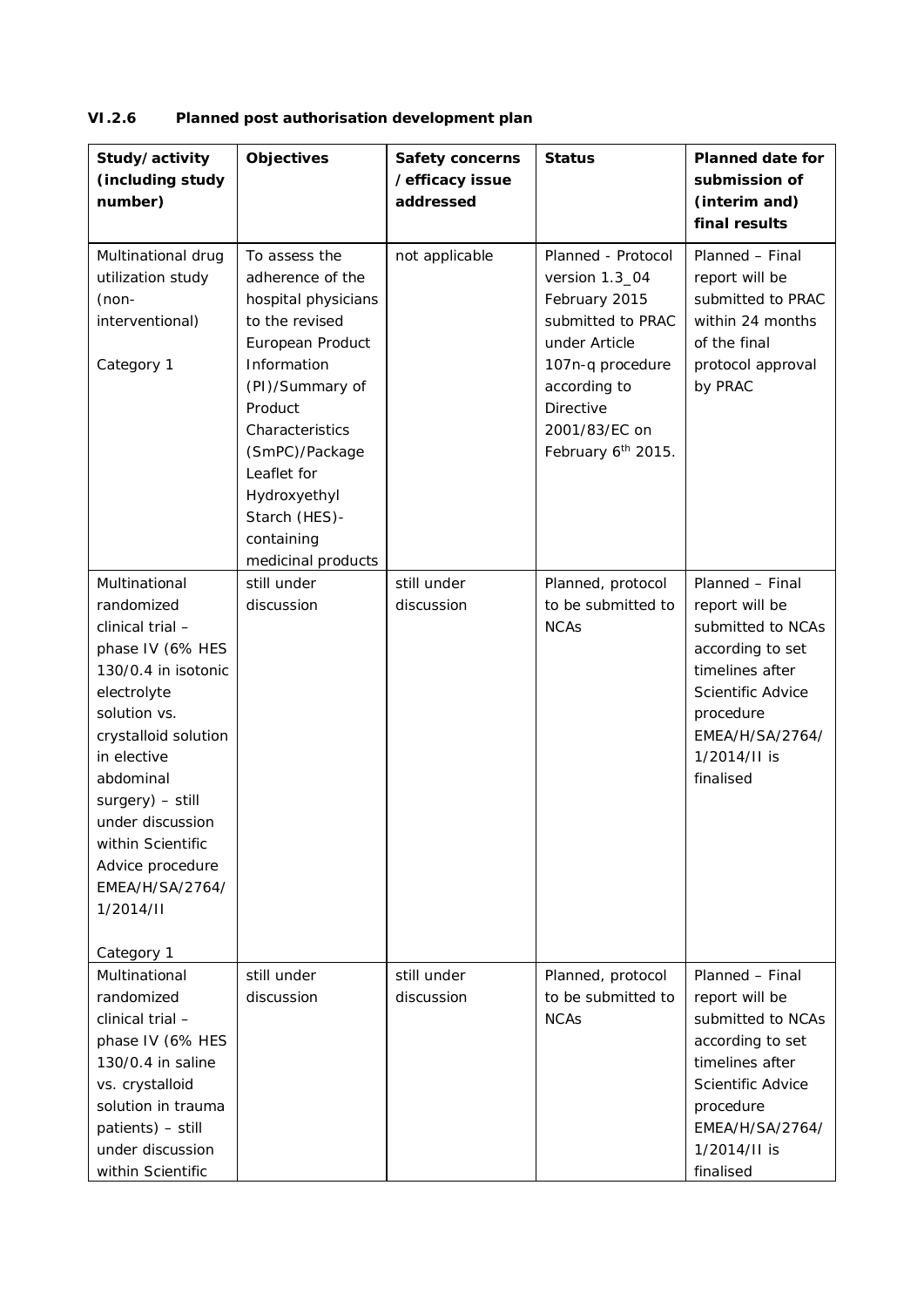### VI.2.6 Planned post authorisation development plan

| Study/activity (including study number) | Objectives | Safety concerns /efficacy issue addressed | Status | Planned date for submission of (interim and) final results |
|---|---|---|---|---|
| Multinational drug utilization study (non-interventional)<br><br>Category 1 | To assess the adherence of the hospital physicians to the revised European Product Information (PI)/Summary of Product Characteristics (SmPC)/Package Leaflet for Hydroxyethyl Starch (HES)-containing medicinal products | not applicable | Planned - Protocol version 1.3_04 February 2015 submitted to PRAC under Article 107n-q procedure according to Directive 2001/83/EC on February 6th 2015. | Planned – Final report will be submitted to PRAC within 24 months of the final protocol approval by PRAC |
| Multinational randomized clinical trial – phase IV (6% HES 130/0.4 in isotonic electrolyte solution vs. crystalloid solution in elective abdominal surgery) – still under discussion within Scientific Advice procedure EMEA/H/SA/2764/1/2014/II<br><br>Category 1 | still under discussion | still under discussion | Planned, protocol to be submitted to NCAs | Planned – Final report will be submitted to NCAs according to set timelines after Scientific Advice procedure EMEA/H/SA/2764/1/2014/II is finalised |
| Multinational randomized clinical trial – phase IV (6% HES 130/0.4 in saline vs. crystalloid solution in trauma patients) – still under discussion within Scientific | still under discussion | still under discussion | Planned, protocol to be submitted to NCAs | Planned – Final report will be submitted to NCAs according to set timelines after Scientific Advice procedure EMEA/H/SA/2764/1/2014/II is finalised |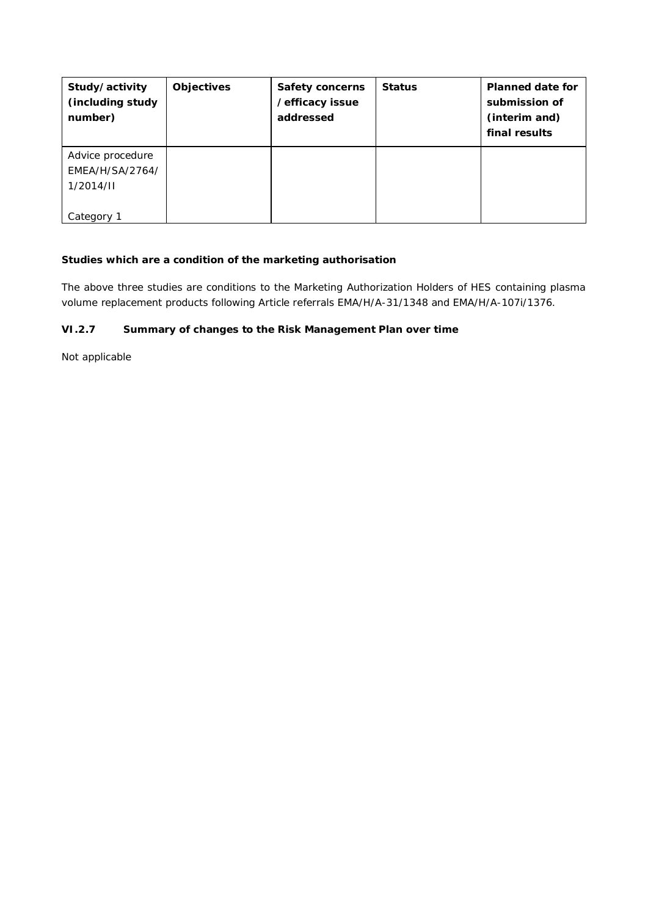| Study/activity (including study number) | Objectives | Safety concerns /efficacy issue addressed | Status | Planned date for submission of (interim and) final results |
|---|---|---|---|---|
| Advice procedure EMEA/H/SA/2764/1/2014/II<br><br>Category 1 | | | | |

**Studies which are a condition of the marketing authorisation**

The above three studies are conditions to the Marketing Authorization Holders of HES containing plasma volume replacement products following Article referrals EMA/H/A-31/1348 and EMA/H/A-107i/1376.

### VI.2.7 Summary of changes to the Risk Management Plan over time

Not applicable